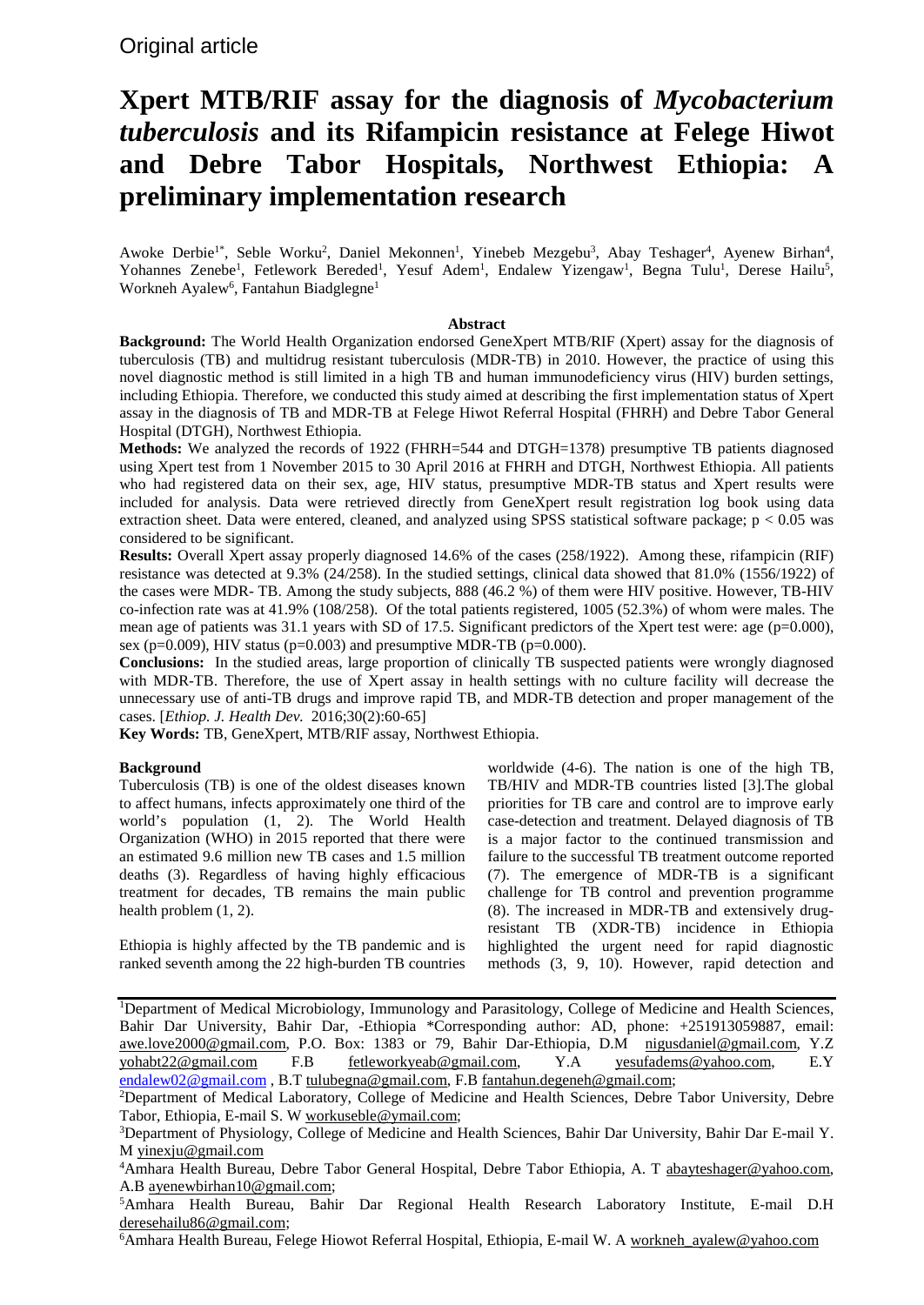Original article

# Xpert MTB/RIF assay for the diagnosis of *Mycobacterium tuberculosis* and its Rifampicin resistance at Felege Hiwot and Debre Tabor Hospitals, Northwest Ethiopia: A preliminary implementation research

Awoke Derbie[1*], Seble Worku[2], Daniel Mekonnen[1], Yinebeb Mezgebu[3], Abay Teshager[4], Ayenew Birhan[4], Yohannes Zenebe[1], Fetlework Bereded[1], Yesuf Adem[1], Endalew Yizengaw[1], Begna Tulu[1], Derese Hailu[5], Workneh Ayalew[6], Fantahun Biadglegne[1]

## Abstract

**Background:** The World Health Organization endorsed GeneXpert MTB/RIF (Xpert) assay for the diagnosis of tuberculosis (TB) and multidrug resistant tuberculosis (MDR-TB) in 2010. However, the practice of using this novel diagnostic method is still limited in a high TB and human immunodeficiency virus (HIV) burden settings, including Ethiopia. Therefore, we conducted this study aimed at describing the first implementation status of Xpert assay in the diagnosis of TB and MDR-TB at Felege Hiwot Referral Hospital (FHRH) and Debre Tabor General Hospital (DTGH), Northwest Ethiopia.

**Methods:** We analyzed the records of 1922 (FHRH=544 and DTGH=1378) presumptive TB patients diagnosed using Xpert test from 1 November 2015 to 30 April 2016 at FHRH and DTGH, Northwest Ethiopia. All patients who had registered data on their sex, age, HIV status, presumptive MDR-TB status and Xpert results were included for analysis. Data were retrieved directly from GeneXpert result registration log book using data extraction sheet. Data were entered, cleaned, and analyzed using SPSS statistical software package; $p < 0.05$ was considered to be significant.

**Results:** Overall Xpert assay properly diagnosed 14.6% of the cases (258/1922). Among these, rifampicin (RIF) resistance was detected at 9.3% (24/258). In the studied settings, clinical data showed that 81.0% (1556/1922) of the cases were MDR- TB. Among the study subjects, 888 (46.2 %) of them were HIV positive. However, TB-HIV co-infection rate was at 41.9% (108/258). Of the total patients registered, 1005 (52.3%) of whom were males. The mean age of patients was 31.1 years with SD of 17.5. Significant predictors of the Xpert test were: age ($p=0.000$), sex ($p=0.009$), HIV status ($p=0.003$) and presumptive MDR-TB ($p=0.000$).

**Conclusions:** In the studied areas, large proportion of clinically TB suspected patients were wrongly diagnosed with MDR-TB. Therefore, the use of Xpert assay in health settings with no culture facility will decrease the unnecessary use of anti-TB drugs and improve rapid TB, and MDR-TB detection and proper management of the cases. [*Ethiop. J. Health Dev.* 2016;30(2):60-65]

**Key Words:** TB, GeneXpert, MTB/RIF assay, Northwest Ethiopia.

## Background

Tuberculosis (TB) is one of the oldest diseases known to affect humans, infects approximately one third of the world's population (1, 2). The World Health Organization (WHO) in 2015 reported that there were an estimated 9.6 million new TB cases and 1.5 million deaths (3). Regardless of having highly efficacious treatment for decades, TB remains the main public health problem (1, 2).

Ethiopia is highly affected by the TB pandemic and is ranked seventh among the 22 high-burden TB countries worldwide (4-6). The nation is one of the high TB, TB/HIV and MDR-TB countries listed [3].The global priorities for TB care and control are to improve early case-detection and treatment. Delayed diagnosis of TB is a major factor to the continued transmission and failure to the successful TB treatment outcome reported (7). The emergence of MDR-TB is a significant challenge for TB control and prevention programme (8). The increased in MDR-TB and extensively drug-resistant TB (XDR-TB) incidence in Ethiopia highlighted the urgent need for rapid diagnostic methods (3, 9, 10). However, rapid detection and

---

[1]Department of Medical Microbiology, Immunology and Parasitology, College of Medicine and Health Sciences, Bahir Dar University, Bahir Dar, -Ethiopia *Corresponding author: AD, phone: +251913059887, email: awe.love2000@gmail.com, P.O. Box: 1383 or 79, Bahir Dar-Ethiopia, D.M nigusdaniel@gmail.com, Y.Z yohabt22@gmail.com F.B fetleworkyeab@gmail.com, Y.A yesufadems@yahoo.com, E.Y endalew02@gmail.com , B.T tulubegna@gmail.com, F.B fantahun.degeneh@gmail.com;

[2]Department of Medical Laboratory, College of Medicine and Health Sciences, Debre Tabor University, Debre Tabor, Ethiopia, E-mail S. W workuseble@ymail.com;

[3]Department of Physiology, College of Medicine and Health Sciences, Bahir Dar University, Bahir Dar E-mail Y. M yinexju@gmail.com

[4]Amhara Health Bureau, Debre Tabor General Hospital, Debre Tabor Ethiopia, A. T abayteshager@yahoo.com, A.B ayenewbirhan10@gmail.com;

[5]Amhara Health Bureau, Bahir Dar Regional Health Research Laboratory Institute, E-mail D.H deresehailu86@gmail.com;

[6]Amhara Health Bureau, Felege Hiowot Referral Hospital, Ethiopia, E-mail W. A workneh_ayalew@yahoo.com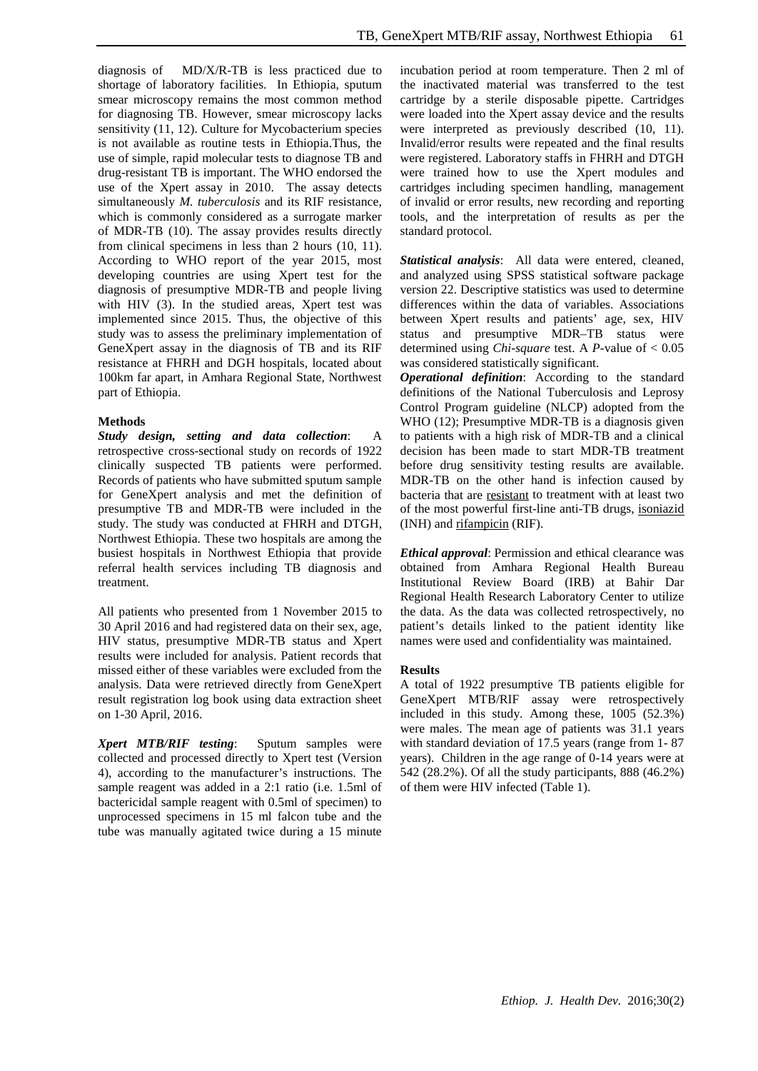diagnosis of MD/X/R-TB is less practiced due to shortage of laboratory facilities. In Ethiopia, sputum smear microscopy remains the most common method for diagnosing TB. However, smear microscopy lacks sensitivity (11, 12). Culture for Mycobacterium species is not available as routine tests in Ethiopia.Thus, the use of simple, rapid molecular tests to diagnose TB and drug-resistant TB is important. The WHO endorsed the use of the Xpert assay in 2010. The assay detects simultaneously *M. tuberculosis* and its RIF resistance, which is commonly considered as a surrogate marker of MDR-TB (10). The assay provides results directly from clinical specimens in less than 2 hours (10, 11). According to WHO report of the year 2015, most developing countries are using Xpert test for the diagnosis of presumptive MDR-TB and people living with HIV (3). In the studied areas, Xpert test was implemented since 2015. Thus, the objective of this study was to assess the preliminary implementation of GeneXpert assay in the diagnosis of TB and its RIF resistance at FHRH and DGH hospitals, located about 100km far apart, in Amhara Regional State, Northwest part of Ethiopia.

## Methods

***Study design, setting and data collection***: A retrospective cross-sectional study on records of 1922 clinically suspected TB patients were performed. Records of patients who have submitted sputum sample for GeneXpert analysis and met the definition of presumptive TB and MDR-TB were included in the study. The study was conducted at FHRH and DTGH, Northwest Ethiopia. These two hospitals are among the busiest hospitals in Northwest Ethiopia that provide referral health services including TB diagnosis and treatment.

All patients who presented from 1 November 2015 to 30 April 2016 and had registered data on their sex, age, HIV status, presumptive MDR-TB status and Xpert results were included for analysis. Patient records that missed either of these variables were excluded from the analysis. Data were retrieved directly from GeneXpert result registration log book using data extraction sheet on 1-30 April, 2016.

***Xpert MTB/RIF testing***: Sputum samples were collected and processed directly to Xpert test (Version 4), according to the manufacturer's instructions. The sample reagent was added in a 2:1 ratio (i.e. 1.5ml of bactericidal sample reagent with 0.5ml of specimen) to unprocessed specimens in 15 ml falcon tube and the tube was manually agitated twice during a 15 minute incubation period at room temperature. Then 2 ml of the inactivated material was transferred to the test cartridge by a sterile disposable pipette. Cartridges were loaded into the Xpert assay device and the results were interpreted as previously described (10, 11). Invalid/error results were repeated and the final results were registered. Laboratory staffs in FHRH and DTGH were trained how to use the Xpert modules and cartridges including specimen handling, management of invalid or error results, new recording and reporting tools, and the interpretation of results as per the standard protocol.

***Statistical analysis***: All data were entered, cleaned, and analyzed using SPSS statistical software package version 22. Descriptive statistics was used to determine differences within the data of variables. Associations between Xpert results and patients' age, sex, HIV status and presumptive MDR–TB status were determined using *Chi-square* test. A *P*-value of $< 0.05$ was considered statistically significant.

***Operational definition***: According to the standard definitions of the National Tuberculosis and Leprosy Control Program guideline (NLCP) adopted from the WHO (12); Presumptive MDR-TB is a diagnosis given to patients with a high risk of MDR-TB and a clinical decision has been made to start MDR-TB treatment before drug sensitivity testing results are available. MDR-TB on the other hand is infection caused by bacteria that are resistant to treatment with at least two of the most powerful first-line anti-TB drugs, isoniazid (INH) and rifampicin (RIF).

***Ethical approval***: Permission and ethical clearance was obtained from Amhara Regional Health Bureau Institutional Review Board (IRB) at Bahir Dar Regional Health Research Laboratory Center to utilize the data. As the data was collected retrospectively, no patient's details linked to the patient identity like names were used and confidentiality was maintained.

## Results

A total of 1922 presumptive TB patients eligible for GeneXpert MTB/RIF assay were retrospectively included in this study. Among these, 1005 (52.3%) were males. The mean age of patients was 31.1 years with standard deviation of 17.5 years (range from 1- 87 years). Children in the age range of 0-14 years were at 542 (28.2%). Of all the study participants, 888 (46.2%) of them were HIV infected (Table 1).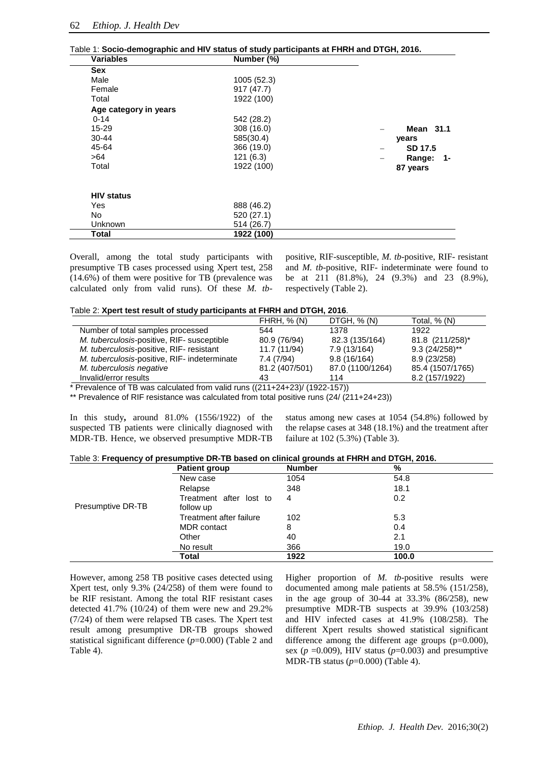Table 1: **Socio-demographic and HIV status of study participants at FHRH and DTGH, 2016.**

| Variables | Number (%) | |
|---|---|---|
| **Sex** | | |
| Male | 1005 (52.3) | |
| Female | 917 (47.7) | |
| Total | 1922 (100) | |
| **Age category in years** | | |
| 0-14 | 542 (28.2) | |
| 15-29 | 308 (16.0) | – **Mean 31.1 years** |
| 30-44 | 585(30.4) | – **SD 17.5** |
| 45-64 | 366 (19.0) | – **Range: 1-87 years** |
| >64 | 121 (6.3) | |
| Total | 1922 (100) | |
| **HIV status** | | |
| Yes | 888 (46.2) | |
| No | 520 (27.1) | |
| Unknown | 514 (26.7) | |
| **Total** | **1922 (100)** | |

Overall, among the total study participants with presumptive TB cases processed using Xpert test, 258 (14.6%) of them were positive for TB (prevalence was calculated only from valid runs). Of these *M. tb*-positive, RIF-susceptible, *M. tb*-positive, RIF- resistant and *M. tb*-positive, RIF- indeterminate were found to be at 211 (81.8%), 24 (9.3%) and 23 (8.9%), respectively (Table 2).

Table 2: **Xpert test result of study participants at FHRH and DTGH, 2016**.

| | FHRH, % (N) | DTGH, % (N) | Total, % (N) |
|---|---|---|---|
| Number of total samples processed | 544 | 1378 | 1922 |
| *M. tuberculosis*-positive, RIF- susceptible | 80.9 (76/94) | 82.3 (135/164) | 81.8 (211/258)* |
| *M. tuberculosis*-positive, RIF- resistant | 11.7 (11/94) | 7.9 (13/164) | 9.3 (24/258)** |
| *M. tuberculosis*-positive, RIF- indeterminate | 7.4 (7/94) | 9.8 (16/164) | 8.9 (23/258) |
| *M. tuberculosis negative* | 81.2 (407/501) | 87.0 (1100/1264) | 85.4 (1507/1765) |
| Invalid/error results | 43 | 114 | 8.2 (157/1922) |

\* Prevalence of TB was calculated from valid runs ((211+24+23)/ (1922-157))

\*\* Prevalence of RIF resistance was calculated from total positive runs (24/ (211+24+23))

In this study**,** around 81.0% (1556/1922) of the suspected TB patients were clinically diagnosed with MDR-TB. Hence, we observed presumptive MDR-TB status among new cases at 1054 (54.8%) followed by the relapse cases at 348 (18.1%) and the treatment after failure at 102 (5.3%) (Table 3).

Table 3: **Frequency of presumptive DR-TB based on clinical grounds at FHRH and DTGH, 2016.**

| | Patient group | Number | % |
|---|---|---|---|
| Presumptive DR-TB | New case | 1054 | 54.8 |
| | Relapse | 348 | 18.1 |
| | Treatment after lost to follow up | 4 | 0.2 |
| | Treatment after failure | 102 | 5.3 |
| | MDR contact | 8 | 0.4 |
| | Other | 40 | 2.1 |
| | No result | 366 | 19.0 |
| | **Total** | **1922** | **100.0** |

However, among 258 TB positive cases detected using Xpert test, only 9.3% (24/258) of them were found to be RIF resistant. Among the total RIF resistant cases detected 41.7% (10/24) of them were new and 29.2% (7/24) of them were relapsed TB cases. The Xpert test result among presumptive DR-TB groups showed statistical significant difference (*p*=0.000) (Table 2 and Table 4).

Higher proportion of *M. tb*-positive results were documented among male patients at 58.5% (151/258), in the age group of 30-44 at 33.3% (86/258), new presumptive MDR-TB suspects at 39.9% (103/258) and HIV infected cases at 41.9% (108/258). The different Xpert results showed statistical significant difference among the different age groups (p=0.000), sex (*p* =0.009), HIV status (*p*=0.003) and presumptive MDR-TB status (*p*=0.000) (Table 4).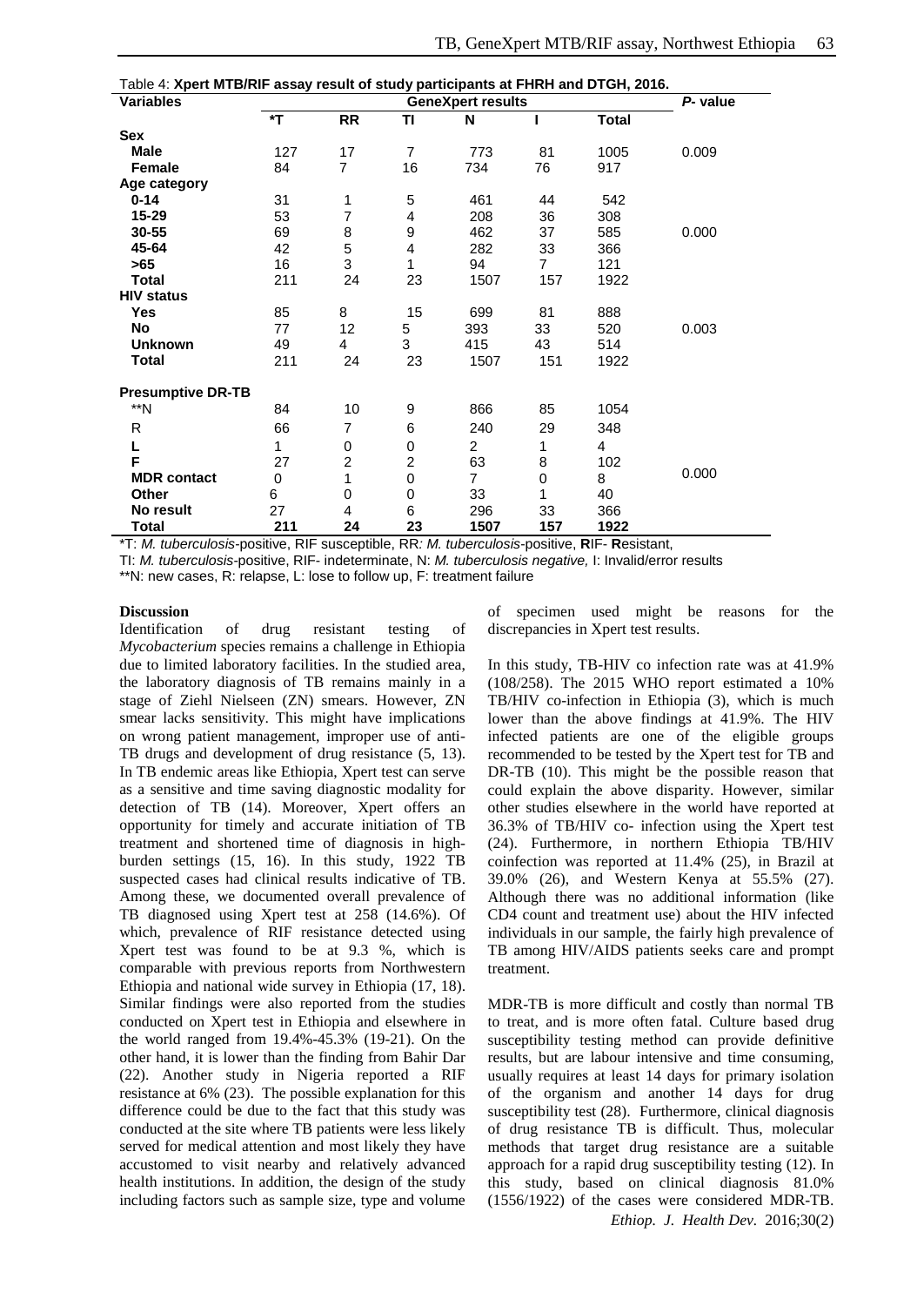Table 4: **Xpert MTB/RIF assay result of study participants at FHRH and DTGH, 2016.**

| Variables | GeneXpert results | | | | | | P- value |
|---|---|---|---|---|---|---|---|
| | *T | RR | TI | N | I | Total | |
| **Sex** | | | | | | | |
| **Male** | 127 | 17 | 7 | 773 | 81 | 1005 | 0.009 |
| **Female** | 84 | 7 | 16 | 734 | 76 | 917 | |
| **Age category** | | | | | | | |
| **0-14** | 31 | 1 | 5 | 461 | 44 | 542 | |
| **15-29** | 53 | 7 | 4 | 208 | 36 | 308 | |
| **30-55** | 69 | 8 | 9 | 462 | 37 | 585 | 0.000 |
| **45-64** | 42 | 5 | 4 | 282 | 33 | 366 | |
| **>65** | 16 | 3 | 1 | 94 | 7 | 121 | |
| **Total** | 211 | 24 | 23 | 1507 | 157 | 1922 | |
| **HIV status** | | | | | | | |
| **Yes** | 85 | 8 | 15 | 699 | 81 | 888 | |
| **No** | 77 | 12 | 5 | 393 | 33 | 520 | 0.003 |
| **Unknown** | 49 | 4 | 3 | 415 | 43 | 514 | |
| **Total** | 211 | 24 | 23 | 1507 | 151 | 1922 | |
| **Presumptive DR-TB** | | | | | | | |
| **N | 84 | 10 | 9 | 866 | 85 | 1054 | |
| R | 66 | 7 | 6 | 240 | 29 | 348 | |
| **L** | 1 | 0 | 0 | 2 | 1 | 4 | |
| **F** | 27 | 2 | 2 | 63 | 8 | 102 | |
| **MDR contact** | 0 | 1 | 0 | 7 | 0 | 8 | 0.000 |
| **Other** | 6 | 0 | 0 | 33 | 1 | 40 | |
| **No result** | 27 | 4 | 6 | 296 | 33 | 366 | |
| **Total** | **211** | **24** | **23** | **1507** | **157** | **1922** | |

*T: *M. tuberculosis*-positive, RIF susceptible, RR: *M. tuberculosis*-positive, **R**IF- **R**esistant,
TI: *M. tuberculosis*-positive, RIF- indeterminate, N: *M. tuberculosis negative,* I: Invalid/error results
**N: new cases, R: relapse, L: lose to follow up, F: treatment failure

## Discussion

Identification of drug resistant testing of *Mycobacterium* species remains a challenge in Ethiopia due to limited laboratory facilities. In the studied area, the laboratory diagnosis of TB remains mainly in a stage of Ziehl Nielseen (ZN) smears. However, ZN smear lacks sensitivity. This might have implications on wrong patient management, improper use of anti-TB drugs and development of drug resistance (5, 13). In TB endemic areas like Ethiopia, Xpert test can serve as a sensitive and time saving diagnostic modality for detection of TB (14). Moreover, Xpert offers an opportunity for timely and accurate initiation of TB treatment and shortened time of diagnosis in high-burden settings (15, 16). In this study, 1922 TB suspected cases had clinical results indicative of TB. Among these, we documented overall prevalence of TB diagnosed using Xpert test at 258 (14.6%). Of which, prevalence of RIF resistance detected using Xpert test was found to be at 9.3 %, which is comparable with previous reports from Northwestern Ethiopia and national wide survey in Ethiopia (17, 18). Similar findings were also reported from the studies conducted on Xpert test in Ethiopia and elsewhere in the world ranged from 19.4%-45.3% (19-21). On the other hand, it is lower than the finding from Bahir Dar (22). Another study in Nigeria reported a RIF resistance at 6% (23). The possible explanation for this difference could be due to the fact that this study was conducted at the site where TB patients were less likely served for medical attention and most likely they have accustomed to visit nearby and relatively advanced health institutions. In addition, the design of the study including factors such as sample size, type and volume of specimen used might be reasons for the discrepancies in Xpert test results.

In this study, TB-HIV co infection rate was at 41.9% (108/258). The 2015 WHO report estimated a 10% TB/HIV co-infection in Ethiopia (3), which is much lower than the above findings at 41.9%. The HIV infected patients are one of the eligible groups recommended to be tested by the Xpert test for TB and DR-TB (10). This might be the possible reason that could explain the above disparity. However, similar other studies elsewhere in the world have reported at 36.3% of TB/HIV co- infection using the Xpert test (24). Furthermore, in northern Ethiopia TB/HIV coinfection was reported at 11.4% (25), in Brazil at 39.0% (26), and Western Kenya at 55.5% (27). Although there was no additional information (like CD4 count and treatment use) about the HIV infected individuals in our sample, the fairly high prevalence of TB among HIV/AIDS patients seeks care and prompt treatment.

MDR-TB is more difficult and costly than normal TB to treat, and is more often fatal. Culture based drug susceptibility testing method can provide definitive results, but are labour intensive and time consuming, usually requires at least 14 days for primary isolation of the organism and another 14 days for drug susceptibility test (28). Furthermore, clinical diagnosis of drug resistance TB is difficult. Thus, molecular methods that target drug resistance are a suitable approach for a rapid drug susceptibility testing (12). In this study, based on clinical diagnosis 81.0% (1556/1922) of the cases were considered MDR-TB.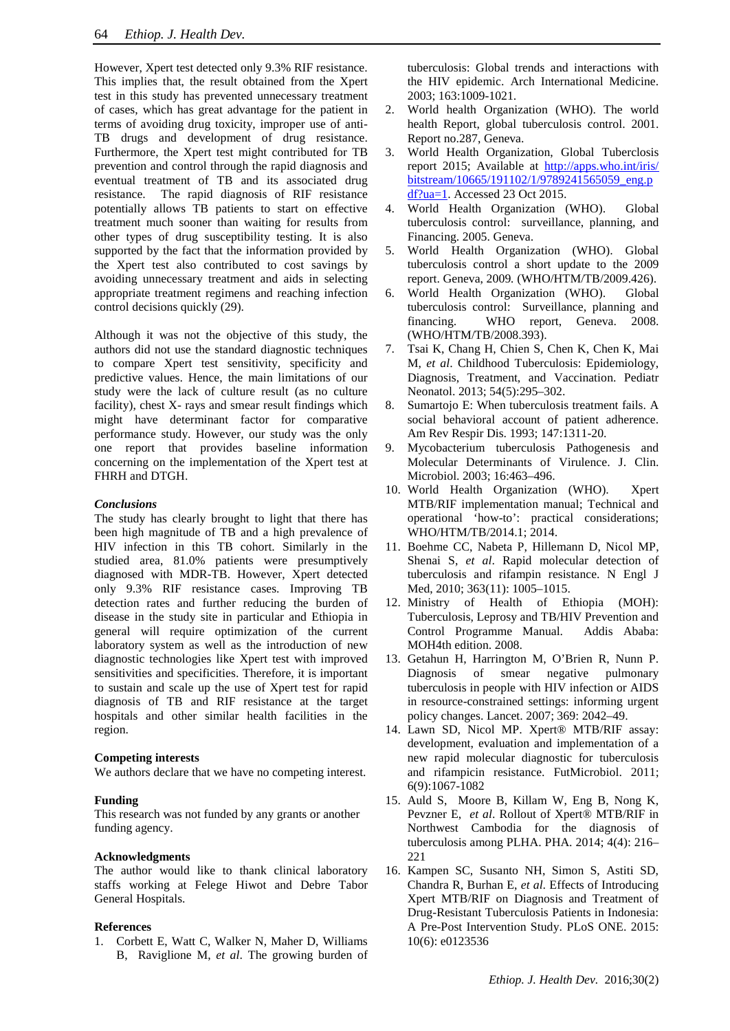However, Xpert test detected only 9.3% RIF resistance. This implies that, the result obtained from the Xpert test in this study has prevented unnecessary treatment of cases, which has great advantage for the patient in terms of avoiding drug toxicity, improper use of anti-TB drugs and development of drug resistance. Furthermore, the Xpert test might contributed for TB prevention and control through the rapid diagnosis and eventual treatment of TB and its associated drug resistance. The rapid diagnosis of RIF resistance potentially allows TB patients to start on effective treatment much sooner than waiting for results from other types of drug susceptibility testing. It is also supported by the fact that the information provided by the Xpert test also contributed to cost savings by avoiding unnecessary treatment and aids in selecting appropriate treatment regimens and reaching infection control decisions quickly (29).

Although it was not the objective of this study, the authors did not use the standard diagnostic techniques to compare Xpert test sensitivity, specificity and predictive values. Hence, the main limitations of our study were the lack of culture result (as no culture facility), chest X- rays and smear result findings which might have determinant factor for comparative performance study. However, our study was the only one report that provides baseline information concerning on the implementation of the Xpert test at FHRH and DTGH.

### *Conclusions*

The study has clearly brought to light that there has been high magnitude of TB and a high prevalence of HIV infection in this TB cohort. Similarly in the studied area, 81.0% patients were presumptively diagnosed with MDR-TB. However, Xpert detected only 9.3% RIF resistance cases. Improving TB detection rates and further reducing the burden of disease in the study site in particular and Ethiopia in general will require optimization of the current laboratory system as well as the introduction of new diagnostic technologies like Xpert test with improved sensitivities and specificities. Therefore, it is important to sustain and scale up the use of Xpert test for rapid diagnosis of TB and RIF resistance at the target hospitals and other similar health facilities in the region.

### Competing interests

We authors declare that we have no competing interest.

### Funding

This research was not funded by any grants or another funding agency.

### Acknowledgments

The author would like to thank clinical laboratory staffs working at Felege Hiwot and Debre Tabor General Hospitals.

### References

1. Corbett E, Watt C, Walker N, Maher D, Williams B, Raviglione M, *et al*. The growing burden of tuberculosis: Global trends and interactions with the HIV epidemic. Arch International Medicine. 2003; 163:1009-1021.
2. World health Organization (WHO). The world health Report, global tuberculosis control. 2001. Report no.287, Geneva.
3. World Health Organization, Global Tuberclosis report 2015; Available at http://apps.who.int/iris/bitstream/10665/191102/1/9789241565059_eng.pdf?ua=1. Accessed 23 Oct 2015.
4. World Health Organization (WHO). Global tuberculosis control: surveillance, planning, and Financing. 2005. Geneva.
5. World Health Organization (WHO). Global tuberculosis control a short update to the 2009 report. Geneva, 2009. (WHO/HTM/TB/2009.426).
6. World Health Organization (WHO). Global tuberculosis control: Surveillance, planning and financing. WHO report, Geneva. 2008. (WHO/HTM/TB/2008.393).
7. Tsai K, Chang H, Chien S, Chen K, Chen K, Mai M, *et al*. Childhood Tuberculosis: Epidemiology, Diagnosis, Treatment, and Vaccination. Pediatr Neonatol. 2013; 54(5):295–302.
8. Sumartojo E: When tuberculosis treatment fails. A social behavioral account of patient adherence. Am Rev Respir Dis. 1993; 147:1311-20.
9. Mycobacterium tuberculosis Pathogenesis and Molecular Determinants of Virulence. J. Clin. Microbiol. 2003; 16:463–496.
10. World Health Organization (WHO). Xpert MTB/RIF implementation manual; Technical and operational 'how-to': practical considerations; WHO/HTM/TB/2014.1; 2014.
11. Boehme CC, Nabeta P, Hillemann D, Nicol MP, Shenai S, *et al*. Rapid molecular detection of tuberculosis and rifampin resistance. N Engl J Med, 2010; 363(11): 1005–1015.
12. Ministry of Health of Ethiopia (MOH): Tuberculosis, Leprosy and TB/HIV Prevention and Control Programme Manual. Addis Ababa: MOH4th edition. 2008.
13. Getahun H, Harrington M, O'Brien R, Nunn P. Diagnosis of smear negative pulmonary tuberculosis in people with HIV infection or AIDS in resource-constrained settings: informing urgent policy changes. Lancet. 2007; 369: 2042–49.
14. Lawn SD, Nicol MP. Xpert® MTB/RIF assay: development, evaluation and implementation of a new rapid molecular diagnostic for tuberculosis and rifampicin resistance. FutMicrobiol. 2011; 6(9):1067-1082
15. Auld S, Moore B, Killam W, Eng B, Nong K, Pevzner E, *et al*. Rollout of Xpert® MTB/RIF in Northwest Cambodia for the diagnosis of tuberculosis among PLHA. PHA. 2014; 4(4): 216–221
16. Kampen SC, Susanto NH, Simon S, Astiti SD, Chandra R, Burhan E, *et al*. Effects of Introducing Xpert MTB/RIF on Diagnosis and Treatment of Drug-Resistant Tuberculosis Patients in Indonesia: A Pre-Post Intervention Study. PLoS ONE. 2015: 10(6): e0123536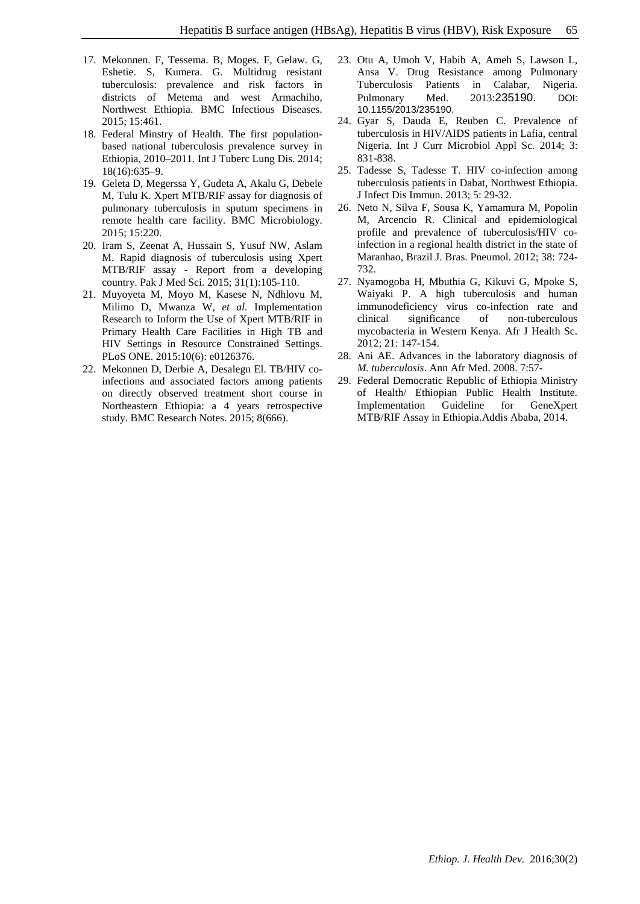17. Mekonnen. F, Tessema. B, Moges. F, Gelaw. G, Eshetie. S, Kumera. G. Multidrug resistant tuberculosis: prevalence and risk factors in districts of Metema and west Armachiho, Northwest Ethiopia. BMC Infectious Diseases. 2015; 15:461.
18. Federal Minstry of Health. The first population-based national tuberculosis prevalence survey in Ethiopia, 2010–2011. Int J Tuberc Lung Dis. 2014; 18(16):635–9.
19. Geleta D, Megerssa Y, Gudeta A, Akalu G, Debele M, Tulu K. Xpert MTB/RIF assay for diagnosis of pulmonary tuberculosis in sputum specimens in remote health care facility. BMC Microbiology. 2015; 15:220.
20. Iram S, Zeenat A, Hussain S, Yusuf NW, Aslam M. Rapid diagnosis of tuberculosis using Xpert MTB/RIF assay - Report from a developing country. Pak J Med Sci. 2015; 31(1):105-110.
21. Muyoyeta M, Moyo M, Kasese N, Ndhlovu M, Milimo D, Mwanza W, *et al.* Implementation Research to Inform the Use of Xpert MTB/RIF in Primary Health Care Facilities in High TB and HIV Settings in Resource Constrained Settings. PLoS ONE. 2015:10(6): e0126376.
22. Mekonnen D, Derbie A, Desalegn El. TB/HIV co-infections and associated factors among patients on directly observed treatment short course in Northeastern Ethiopia: a 4 years retrospective study. BMC Research Notes. 2015; 8(666).
23. Otu A, Umoh V, Habib A, Ameh S, Lawson L, Ansa V. Drug Resistance among Pulmonary Tuberculosis Patients in Calabar, Nigeria. Pulmonary Med. 2013:235190. DOI: 10.1155/2013/235190.
24. Gyar S, Dauda E, Reuben C. Prevalence of tuberculosis in HIV/AIDS patients in Lafia, central Nigeria. Int J Curr Microbiol Appl Sc. 2014; 3: 831-838.
25. Tadesse S, Tadesse T. HIV co-infection among tuberculosis patients in Dabat, Northwest Ethiopia. J Infect Dis Immun. 2013; 5: 29-32.
26. Neto N, Silva F, Sousa K, Yamamura M, Popolin M, Arcencio R. Clinical and epidemiological profile and prevalence of tuberculosis/HIV co-infection in a regional health district in the state of Maranhao, Brazil J. Bras. Pneumol. 2012; 38: 724-732.
27. Nyamogoba H, Mbuthia G, Kikuvi G, Mpoke S, Waiyaki P. A high tuberculosis and human immunodeficiency virus co-infection rate and clinical significance of non-tuberculous mycobacteria in Western Kenya. Afr J Health Sc. 2012; 21: 147-154.
28. Ani AE. Advances in the laboratory diagnosis of *M. tuberculosis*. Ann Afr Med. 2008. 7:57-
29. Federal Democratic Republic of Ethiopia Ministry of Health/ Ethiopian Public Health Institute. Implementation Guideline for GeneXpert MTB/RIF Assay in Ethiopia.Addis Ababa, 2014.